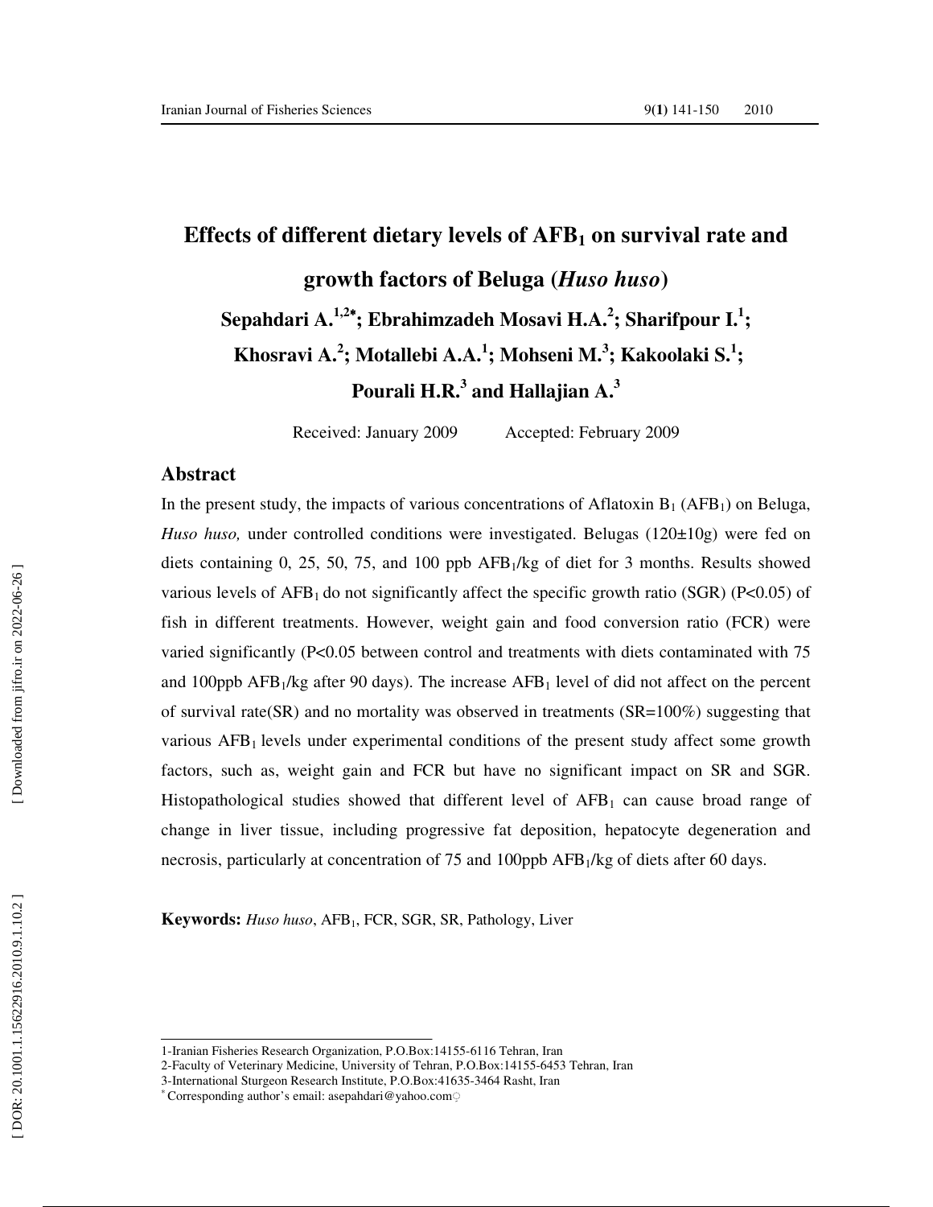# Effects of different dietary levels of $AFB_1$ on survival rate and growth factors of Beluga (*Huso huso*)

**Sepahdari A.[1,2*]; Ebrahimzadeh Mosavi H.A.[2]; Sharifpour I.[1]; Khosravi A.[2]; Motallebi A.A.[1]; Mohseni M.[3]; Kakoolaki S.[1]; Pourali H.R.[3] and Hallajian A.[3]**

Received: January 2009 Accepted: February 2009

## Abstract

In the present study, the impacts of various concentrations of Aflatoxin $B_1$ ($AFB_1$) on Beluga, *Huso huso,* under controlled conditions were investigated. Belugas (120±10g) were fed on diets containing 0, 25, 50, 75, and 100 ppb $AFB_1$/kg of diet for 3 months. Results showed various levels of $AFB_1$ do not significantly affect the specific growth ratio (SGR) ($P<0.05$) of fish in different treatments. However, weight gain and food conversion ratio (FCR) were varied significantly ($P<0.05$ between control and treatments with diets contaminated with 75 and 100ppb $AFB_1$/kg after 90 days). The increase $AFB_1$ level of did not affect on the percent of survival rate(SR) and no mortality was observed in treatments (SR=100%) suggesting that various $AFB_1$ levels under experimental conditions of the present study affect some growth factors, such as, weight gain and FCR but have no significant impact on SR and SGR. Histopathological studies showed that different level of $AFB_1$ can cause broad range of change in liver tissue, including progressive fat deposition, hepatocyte degeneration and necrosis, particularly at concentration of 75 and 100ppb $AFB_1$/kg of diets after 60 days.

**Keywords:** *Huso huso*, $AFB_1$, FCR, SGR, SR, Pathology, Liver

---

1-Iranian Fisheries Research Organization, P.O.Box:14155-6116 Tehran, Iran

2-Faculty of Veterinary Medicine, University of Tehran, P.O.Box:14155-6453 Tehran, Iran

3-International Sturgeon Research Institute, P.O.Box:41635-3464 Rasht, Iran

\* Corresponding author's email: asepahdari@yahoo.com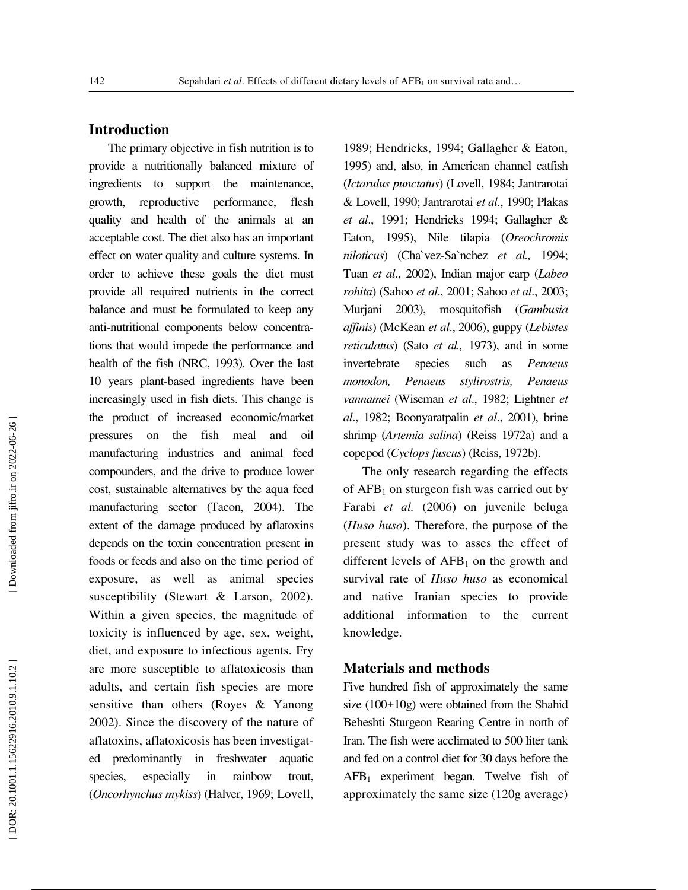## Introduction

The primary objective in fish nutrition is to provide a nutritionally balanced mixture of ingredients to support the maintenance, growth, reproductive performance, flesh quality and health of the animals at an acceptable cost. The diet also has an important effect on water quality and culture systems. In order to achieve these goals the diet must provide all required nutrients in the correct balance and must be formulated to keep any anti-nutritional components below concentrations that would impede the performance and health of the fish (NRC, 1993). Over the last 10 years plant-based ingredients have been increasingly used in fish diets. This change is the product of increased economic/market pressures on the fish meal and oil manufacturing industries and animal feed compounders, and the drive to produce lower cost, sustainable alternatives by the aqua feed manufacturing sector (Tacon, 2004). The extent of the damage produced by aflatoxins depends on the toxin concentration present in foods or feeds and also on the time period of exposure, as well as animal species susceptibility (Stewart & Larson, 2002). Within a given species, the magnitude of toxicity is influenced by age, sex, weight, diet, and exposure to infectious agents. Fry are more susceptible to aflatoxicosis than adults, and certain fish species are more sensitive than others (Royes & Yanong 2002). Since the discovery of the nature of aflatoxins, aflatoxicosis has been investigated predominantly in freshwater aquatic species, especially in rainbow trout, (*Oncorhynchus mykiss*) (Halver, 1969; Lovell, 1989; Hendricks, 1994; Gallagher & Eaton, 1995) and, also, in American channel catfish (*Ictarulus punctatus*) (Lovell, 1984; Jantrarotai & Lovell, 1990; Jantrarotai *et al*., 1990; Plakas *et al*., 1991; Hendricks 1994; Gallagher & Eaton, 1995), Nile tilapia (*Oreochromis niloticus*) (Cha`vez-Sa`nchez *et al.,* 1994; Tuan *et al*., 2002), Indian major carp (*Labeo rohita*) (Sahoo *et al*., 2001; Sahoo *et al*., 2003; Murjani 2003), mosquitofish (*Gambusia affinis*) (McKean *et al*., 2006), guppy (*Lebistes reticulatus*) (Sato *et al.,* 1973), and in some invertebrate species such as *Penaeus monodon, Penaeus stylirostris, Penaeus vannamei* (Wiseman *et al*., 1982; Lightner *et al*., 1982; Boonyaratpalin *et al*., 2001), brine shrimp (*Artemia salina*) (Reiss 1972a) and a copepod (*Cyclops fuscus*) (Reiss, 1972b).

The only research regarding the effects of $AFB_1$ on sturgeon fish was carried out by Farabi *et al.* (2006) on juvenile beluga (*Huso huso*). Therefore, the purpose of the present study was to asses the effect of different levels of $AFB_1$ on the growth and survival rate of *Huso huso* as economical and native Iranian species to provide additional information to the current knowledge.

## Materials and methods

Five hundred fish of approximately the same size (100±10g) were obtained from the Shahid Beheshti Sturgeon Rearing Centre in north of Iran. The fish were acclimated to 500 liter tank and fed on a control diet for 30 days before the $AFB_1$ experiment began. Twelve fish of approximately the same size (120g average)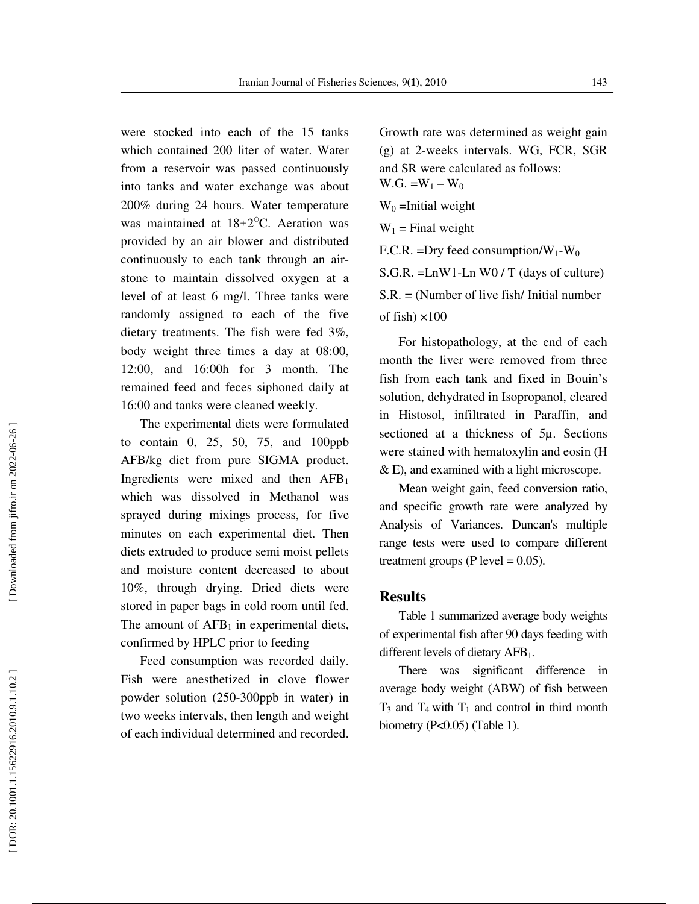were stocked into each of the 15 tanks which contained 200 liter of water. Water from a reservoir was passed continuously into tanks and water exchange was about 200% during 24 hours. Water temperature was maintained at $18\pm2^{\circ}$C. Aeration was provided by an air blower and distributed continuously to each tank through an air-stone to maintain dissolved oxygen at a level of at least 6 mg/l. Three tanks were randomly assigned to each of the five dietary treatments. The fish were fed 3%, body weight three times a day at 08:00, 12:00, and 16:00h for 3 month. The remained feed and feces siphoned daily at 16:00 and tanks were cleaned weekly.

The experimental diets were formulated to contain 0, 25, 50, 75, and 100ppb AFB/kg diet from pure SIGMA product. Ingredients were mixed and then $AFB_1$ which was dissolved in Methanol was sprayed during mixings process, for five minutes on each experimental diet. Then diets extruded to produce semi moist pellets and moisture content decreased to about 10%, through drying. Dried diets were stored in paper bags in cold room until fed. The amount of $AFB_1$ in experimental diets, confirmed by HPLC prior to feeding

Feed consumption was recorded daily. Fish were anesthetized in clove flower powder solution (250-300ppb in water) in two weeks intervals, then length and weight of each individual determined and recorded. Growth rate was determined as weight gain (g) at 2-weeks intervals. WG, FCR, SGR and SR were calculated as follows:

W.G. $= W_1 - W_0$

$W_0$ = Initial weight

$W_1$ = Final weight

F.C.R. = Dry feed consumption/$W_1 - W_0$

S.G.R. = LnW1-Ln W0 / T (days of culture)

S.R. = (Number of live fish/ Initial number of fish) ×100

For histopathology, at the end of each month the liver were removed from three fish from each tank and fixed in Bouin's solution, dehydrated in Isopropanol, cleared in Histosol, infiltrated in Paraffin, and sectioned at a thickness of 5µ. Sections were stained with hematoxylin and eosin (H & E), and examined with a light microscope.

Mean weight gain, feed conversion ratio, and specific growth rate were analyzed by Analysis of Variances. Duncan's multiple range tests were used to compare different treatment groups (P level = 0.05).

## Results

Table 1 summarized average body weights of experimental fish after 90 days feeding with different levels of dietary $AFB_1$.

There was significant difference in average body weight (ABW) of fish between $T_3$ and $T_4$ with $T_1$ and control in third month biometry ($P<0.05$) (Table 1).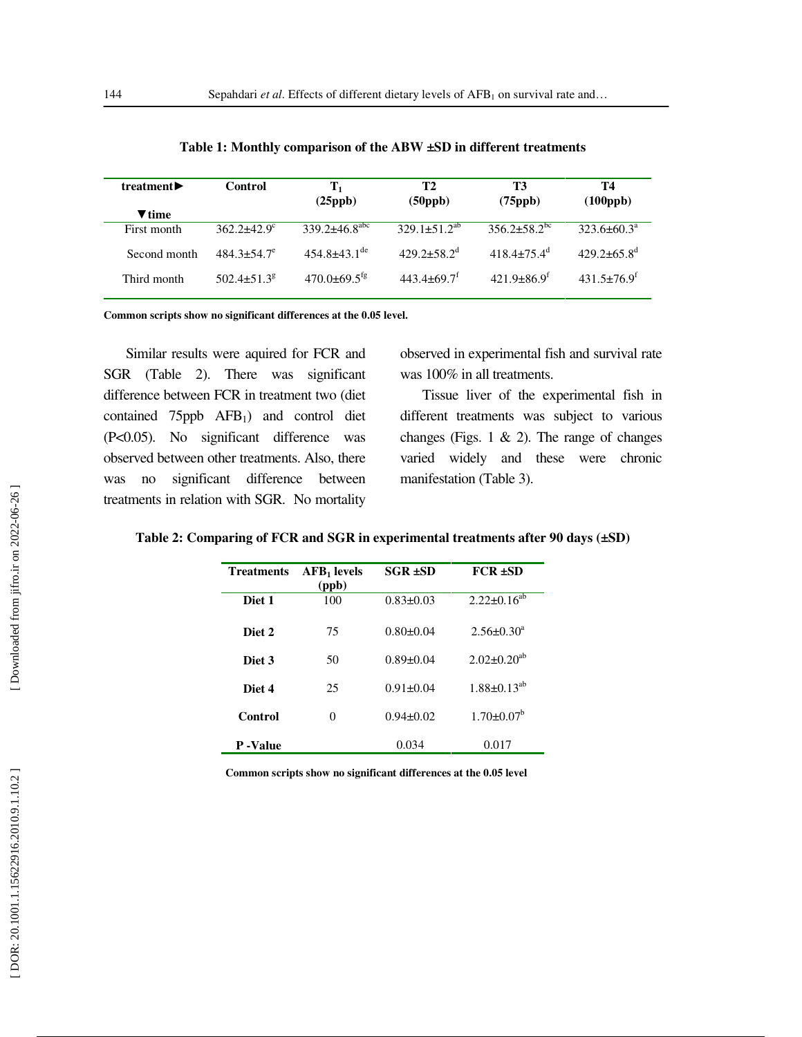**Table 1: Monthly comparison of the ABW ±SD in different treatments**

| treatment► ▼time | Control | $T_1$ (25ppb) | T2 (50ppb) | T3 (75ppb) | T4 (100ppb) |
|---|---|---|---|---|---|
| First month | $362.2±42.9^{c}$ | $339.2±46.8^{abc}$ | $329.1±51.2^{ab}$ | $356.2±58.2^{bc}$ | $323.6±60.3^{a}$ |
| Second month | $484.3±54.7^{e}$ | $454.8±43.1^{de}$ | $429.2±58.2^{d}$ | $418.4±75.4^{d}$ | $429.2±65.8^{d}$ |
| Third month | $502.4±51.3^{g}$ | $470.0±69.5^{fg}$ | $443.4±69.7^{f}$ | $421.9±86.9^{f}$ | $431.5±76.9^{f}$ |

**Common scripts show no significant differences at the 0.05 level.**

Similar results were aquired for FCR and SGR (Table 2). There was significant difference between FCR in treatment two (diet contained 75ppb $AFB_1$) and control diet ($P<0.05$). No significant difference was observed between other treatments. Also, there was no significant difference between treatments in relation with SGR. No mortality observed in experimental fish and survival rate was 100% in all treatments.

Tissue liver of the experimental fish in different treatments was subject to various changes (Figs. 1 & 2). The range of changes varied widely and these were chronic manifestation (Table 3).

**Table 2: Comparing of FCR and SGR in experimental treatments after 90 days (±SD)**

| Treatments | $AFB_1$ levels (ppb) | SGR ±SD | FCR ±SD |
|---|---|---|---|
| **Diet 1** | 100 | 0.83±0.03 | $2.22±0.16^{ab}$ |
| **Diet 2** | 75 | 0.80±0.04 | $2.56±0.30^{a}$ |
| **Diet 3** | 50 | 0.89±0.04 | $2.02±0.20^{ab}$ |
| **Diet 4** | 25 | 0.91±0.04 | $1.88±0.13^{ab}$ |
| **Control** | 0 | 0.94±0.02 | $1.70±0.07^{b}$ |
| **P -Value** | | 0.034 | 0.017 |

**Common scripts show no significant differences at the 0.05 level**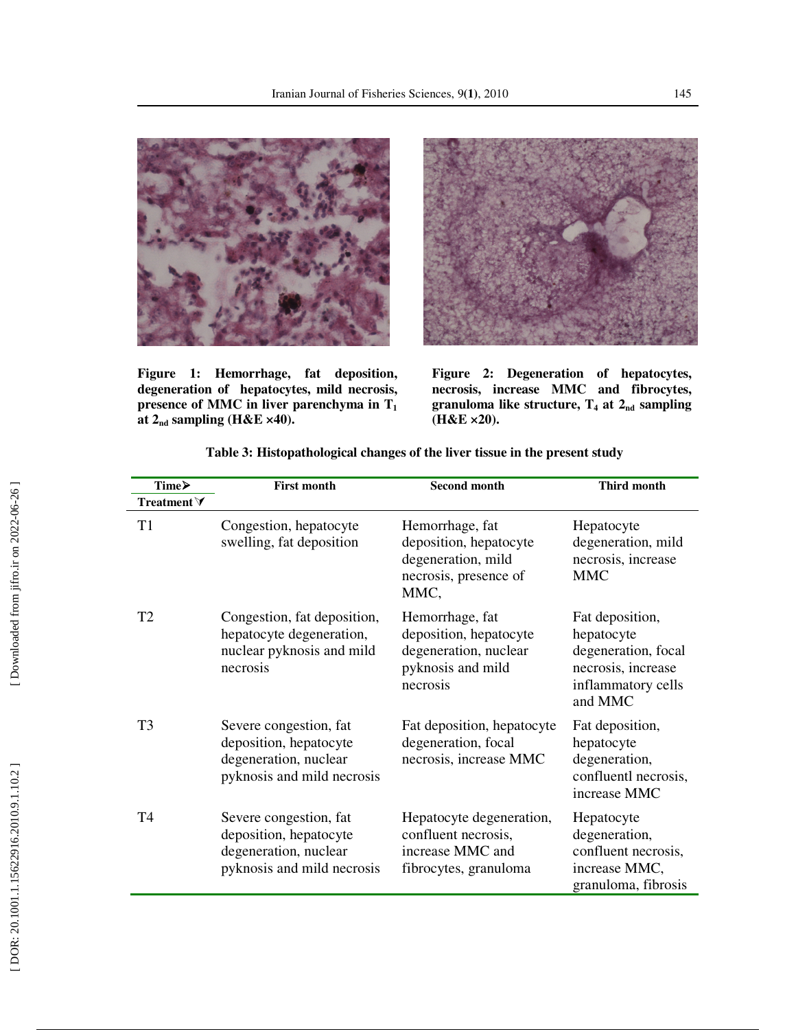**Figure 1: Hemorrhage, fat deposition, degeneration of hepatocytes, mild necrosis, presence of MMC in liver parenchyma in $T_1$ at $2_{nd}$ sampling (H&E ×40).**

**Figure 2: Degeneration of hepatocytes, necrosis, increase MMC and fibrocytes, granuloma like structure, $T_4$ at $2_{nd}$ sampling (H&E ×20).**

**Table 3: Histopathological changes of the liver tissue in the present study**

| Time ➤ / Treatment ⮟ | First month | Second month | Third month |
|---|---|---|---|
| T1 | Congestion, hepatocyte swelling, fat deposition | Hemorrhage, fat deposition, hepatocyte degeneration, mild necrosis, presence of MMC, | Hepatocyte degeneration, mild necrosis, increase MMC |
| T2 | Congestion, fat deposition, hepatocyte degeneration, nuclear pyknosis and mild necrosis | Hemorrhage, fat deposition, hepatocyte degeneration, nuclear pyknosis and mild necrosis | Fat deposition, hepatocyte degeneration, focal necrosis, increase inflammatory cells and MMC |
| T3 | Severe congestion, fat deposition, hepatocyte degeneration, nuclear pyknosis and mild necrosis | Fat deposition, hepatocyte degeneration, focal necrosis, increase MMC | Fat deposition, hepatocyte degeneration, confluentl necrosis, increase MMC |
| T4 | Severe congestion, fat deposition, hepatocyte degeneration, nuclear pyknosis and mild necrosis | Hepatocyte degeneration, confluent necrosis, increase MMC and fibrocytes, granuloma | Hepatocyte degeneration, confluent necrosis, increase MMC, granuloma, fibrosis |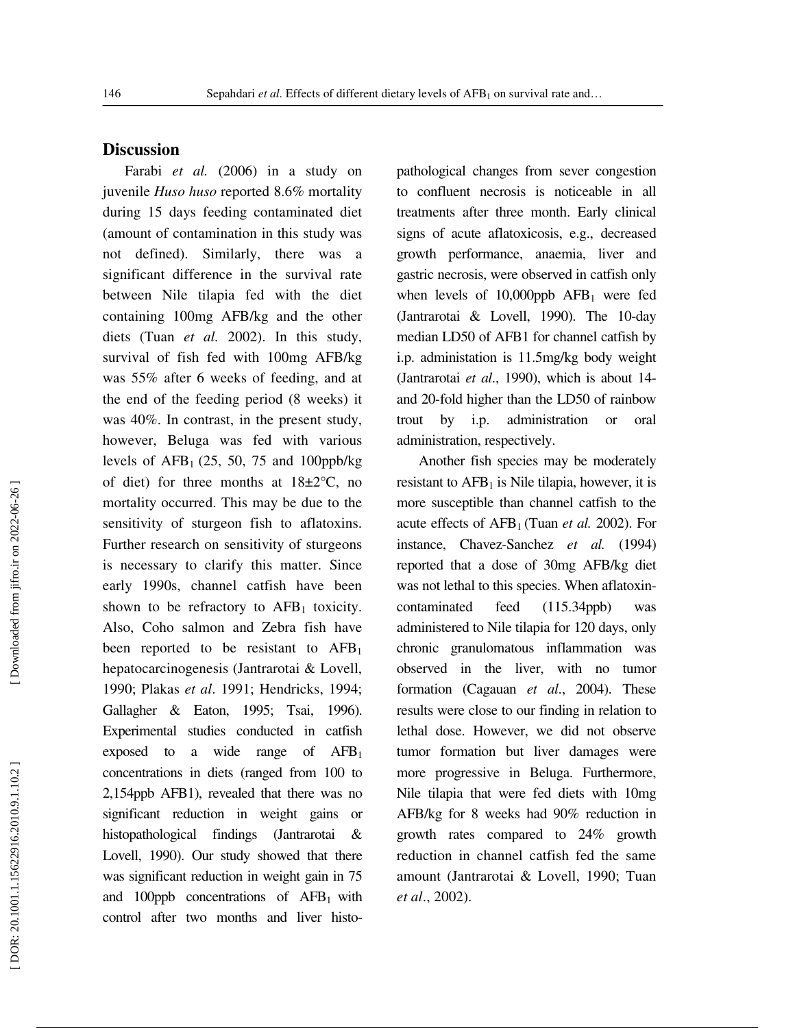## Discussion

Farabi *et al.* (2006) in a study on juvenile *Huso huso* reported 8.6% mortality during 15 days feeding contaminated diet (amount of contamination in this study was not defined). Similarly, there was a significant difference in the survival rate between Nile tilapia fed with the diet containing 100mg AFB/kg and the other diets (Tuan *et al.* 2002). In this study, survival of fish fed with 100mg AFB/kg was 55% after 6 weeks of feeding, and at the end of the feeding period (8 weeks) it was 40%. In contrast, in the present study, however, Beluga was fed with various levels of $AFB_1$ (25, 50, 75 and 100ppb/kg of diet) for three months at 18±2°C, no mortality occurred. This may be due to the sensitivity of sturgeon fish to aflatoxins. Further research on sensitivity of sturgeons is necessary to clarify this matter. Since early 1990s, channel catfish have been shown to be refractory to $AFB_1$ toxicity. Also, Coho salmon and Zebra fish have been reported to be resistant to $AFB_1$ hepatocarcinogenesis (Jantrarotai & Lovell, 1990; Plakas *et al*. 1991; Hendricks, 1994; Gallagher & Eaton, 1995; Tsai, 1996). Experimental studies conducted in catfish exposed to a wide range of $AFB_1$ concentrations in diets (ranged from 100 to 2,154ppb AFB1), revealed that there was no significant reduction in weight gains or histopathological findings (Jantrarotai & Lovell, 1990). Our study showed that there was significant reduction in weight gain in 75 and 100ppb concentrations of $AFB_1$ with control after two months and liver histo-pathological changes from sever congestion to confluent necrosis is noticeable in all treatments after three month. Early clinical signs of acute aflatoxicosis, e.g., decreased growth performance, anaemia, liver and gastric necrosis, were observed in catfish only when levels of 10,000ppb $AFB_1$ were fed (Jantrarotai & Lovell, 1990). The 10-day median LD50 of AFB1 for channel catfish by i.p. administation is 11.5mg/kg body weight (Jantrarotai *et al*., 1990), which is about 14- and 20-fold higher than the LD50 of rainbow trout by i.p. administration or oral administration, respectively.

Another fish species may be moderately resistant to $AFB_1$ is Nile tilapia, however, it is more susceptible than channel catfish to the acute effects of $AFB_1$ (Tuan *et al.* 2002). For instance, Chavez-Sanchez *et al.* (1994) reported that a dose of 30mg AFB/kg diet was not lethal to this species. When aflatoxin-contaminated feed (115.34ppb) was administered to Nile tilapia for 120 days, only chronic granulomatous inflammation was observed in the liver, with no tumor formation (Cagauan *et al*., 2004). These results were close to our finding in relation to lethal dose. However, we did not observe tumor formation but liver damages were more progressive in Beluga. Furthermore, Nile tilapia that were fed diets with 10mg AFB/kg for 8 weeks had 90% reduction in growth rates compared to 24% growth reduction in channel catfish fed the same amount (Jantrarotai & Lovell, 1990; Tuan *et al*., 2002).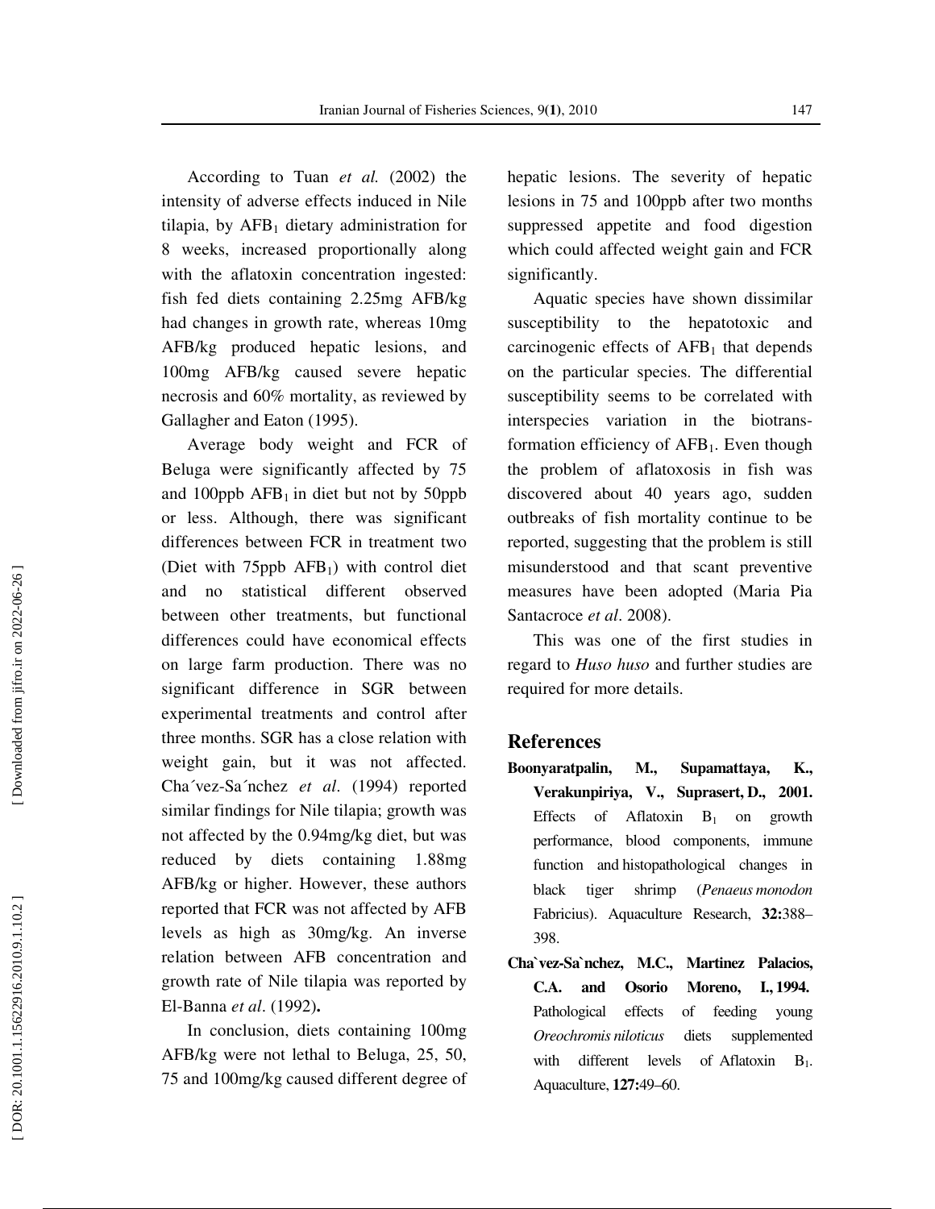According to Tuan *et al.* (2002) the intensity of adverse effects induced in Nile tilapia, by $AFB_1$ dietary administration for 8 weeks, increased proportionally along with the aflatoxin concentration ingested: fish fed diets containing 2.25mg AFB/kg had changes in growth rate, whereas 10mg AFB/kg produced hepatic lesions, and 100mg AFB/kg caused severe hepatic necrosis and 60% mortality, as reviewed by Gallagher and Eaton (1995).

Average body weight and FCR of Beluga were significantly affected by 75 and 100ppb $AFB_1$ in diet but not by 50ppb or less. Although, there was significant differences between FCR in treatment two (Diet with 75ppb $AFB_1$) with control diet and no statistical different observed between other treatments, but functional differences could have economical effects on large farm production. There was no significant difference in SGR between experimental treatments and control after three months. SGR has a close relation with weight gain, but it was not affected. Cha´vez-Sa´nchez *et al*. (1994) reported similar findings for Nile tilapia; growth was not affected by the 0.94mg/kg diet, but was reduced by diets containing 1.88mg AFB/kg or higher. However, these authors reported that FCR was not affected by AFB levels as high as 30mg/kg. An inverse relation between AFB concentration and growth rate of Nile tilapia was reported by El-Banna *et al*. (1992)**.**

In conclusion, diets containing 100mg AFB/kg were not lethal to Beluga, 25, 50, 75 and 100mg/kg caused different degree of hepatic lesions. The severity of hepatic lesions in 75 and 100ppb after two months suppressed appetite and food digestion which could affected weight gain and FCR significantly.

Aquatic species have shown dissimilar susceptibility to the hepatotoxic and carcinogenic effects of $AFB_1$ that depends on the particular species. The differential susceptibility seems to be correlated with interspecies variation in the biotransformation efficiency of $AFB_1$. Even though the problem of aflatoxosis in fish was discovered about 40 years ago, sudden outbreaks of fish mortality continue to be reported, suggesting that the problem is still misunderstood and that scant preventive measures have been adopted (Maria Pia Santacroce *et al*. 2008).

This was one of the first studies in regard to *Huso huso* and further studies are required for more details.

## References

**Boonyaratpalin, M., Supamattaya, K., Verakunpiriya, V., Suprasert, D., 2001.** Effects of Aflatoxin $B_1$ on growth performance, blood components, immune function and histopathological changes in black tiger shrimp (*Penaeus monodon* Fabricius). Aquaculture Research, **32:**388–398.

**Cha`vez-Sa`nchez, M.C., Martinez Palacios, C.A. and Osorio Moreno, I., 1994.** Pathological effects of feeding young *Oreochromis niloticus* diets supplemented with different levels of Aflatoxin $B_1$. Aquaculture, **127:**49–60.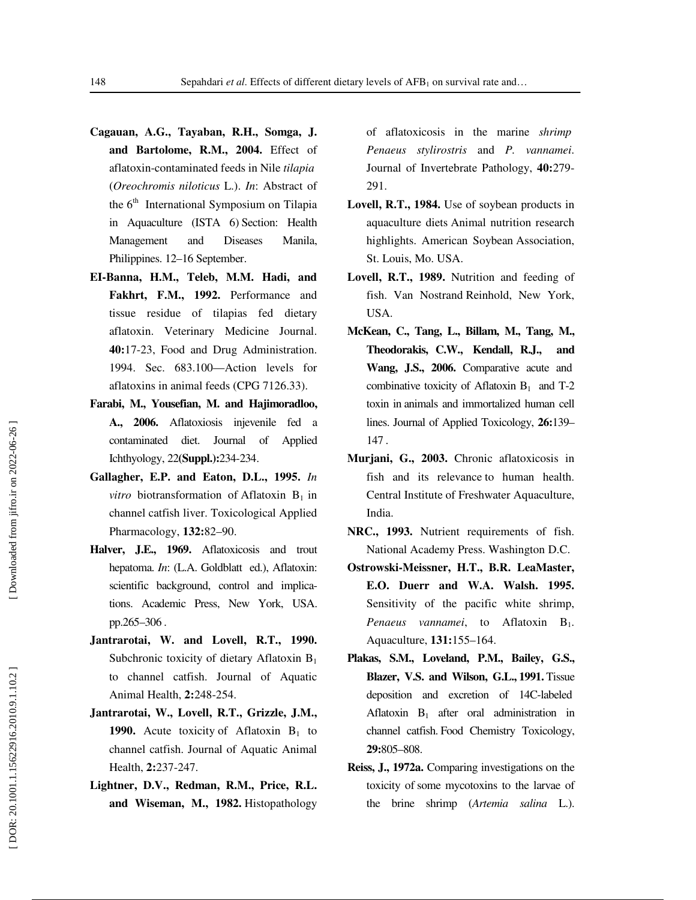**Cagauan, A.G., Tayaban, R.H., Somga, J. and Bartolome, R.M., 2004.** Effect of aflatoxin-contaminated feeds in Nile *tilapia* (*Oreochromis niloticus* L.). *In*: Abstract of the 6th International Symposium on Tilapia in Aquaculture (ISTA 6) Section: Health Management and Diseases Manila, Philippines. 12–16 September.

**EI-Banna, H.M., Teleb, M.M. Hadi, and Fakhrt, F.M., 1992.** Performance and tissue residue of tilapias fed dietary aflatoxin. Veterinary Medicine Journal. **40:**17-23, Food and Drug Administration. 1994. Sec. 683.100—Action levels for aflatoxins in animal feeds (CPG 7126.33).

**Farabi, M., Yousefian, M. and Hajimoradloo, A., 2006.** Aflatoxiosis injevenile fed a contaminated diet. Journal of Applied Ichthyology, 22**(Suppl.):**234-234.

**Gallagher, E.P. and Eaton, D.L., 1995.** *In vitro* biotransformation of Aflatoxin $B_1$ in channel catfish liver. Toxicological Applied Pharmacology, **132:**82–90.

**Halver, J.E., 1969.** Aflatoxicosis and trout hepatoma. *In*: (L.A. Goldblatt ed.), Aflatoxin: scientific background, control and implications. Academic Press, New York, USA. pp.265–306 .

**Jantrarotai, W. and Lovell, R.T., 1990.** Subchronic toxicity of dietary Aflatoxin $B_1$ to channel catfish. Journal of Aquatic Animal Health, **2:**248-254.

**Jantrarotai, W., Lovell, R.T., Grizzle, J.M., 1990.** Acute toxicity of Aflatoxin $B_1$ to channel catfish. Journal of Aquatic Animal Health, **2:**237-247.

**Lightner, D.V., Redman, R.M., Price, R.L. and Wiseman, M., 1982.** Histopathology of aflatoxicosis in the marine *shrimp Penaeus stylirostris* and *P. vannamei*. Journal of Invertebrate Pathology, **40:**279-291.

**Lovell, R.T., 1984.** Use of soybean products in aquaculture diets Animal nutrition research highlights. American Soybean Association, St. Louis, Mo. USA.

**Lovell, R.T., 1989.** Nutrition and feeding of fish. Van Nostrand Reinhold, New York, USA.

**McKean, C., Tang, L., Billam, M., Tang, M., Theodorakis, C.W., Kendall, R.J., and Wang, J.S., 2006.** Comparative acute and combinative toxicity of Aflatoxin $B_1$ and T-2 toxin in animals and immortalized human cell lines. Journal of Applied Toxicology, **26:**139–147 .

**Murjani, G., 2003.** Chronic aflatoxicosis in fish and its relevance to human health. Central Institute of Freshwater Aquaculture, India.

**NRC., 1993.** Nutrient requirements of fish. National Academy Press. Washington D.C.

**Ostrowski-Meissner, H.T., B.R. LeaMaster, E.O. Duerr and W.A. Walsh. 1995.** Sensitivity of the pacific white shrimp, *Penaeus vannamei*, to Aflatoxin $B_1$. Aquaculture, **131:**155–164.

**Plakas, S.M., Loveland, P.M., Bailey, G.S., Blazer, V.S. and Wilson, G.L., 1991.** Tissue deposition and excretion of 14C-labeled Aflatoxin $B_1$ after oral administration in channel catfish. Food Chemistry Toxicology, **29:**805–808.

**Reiss, J., 1972a.** Comparing investigations on the toxicity of some mycotoxins to the larvae of the brine shrimp (*Artemia salina* L.).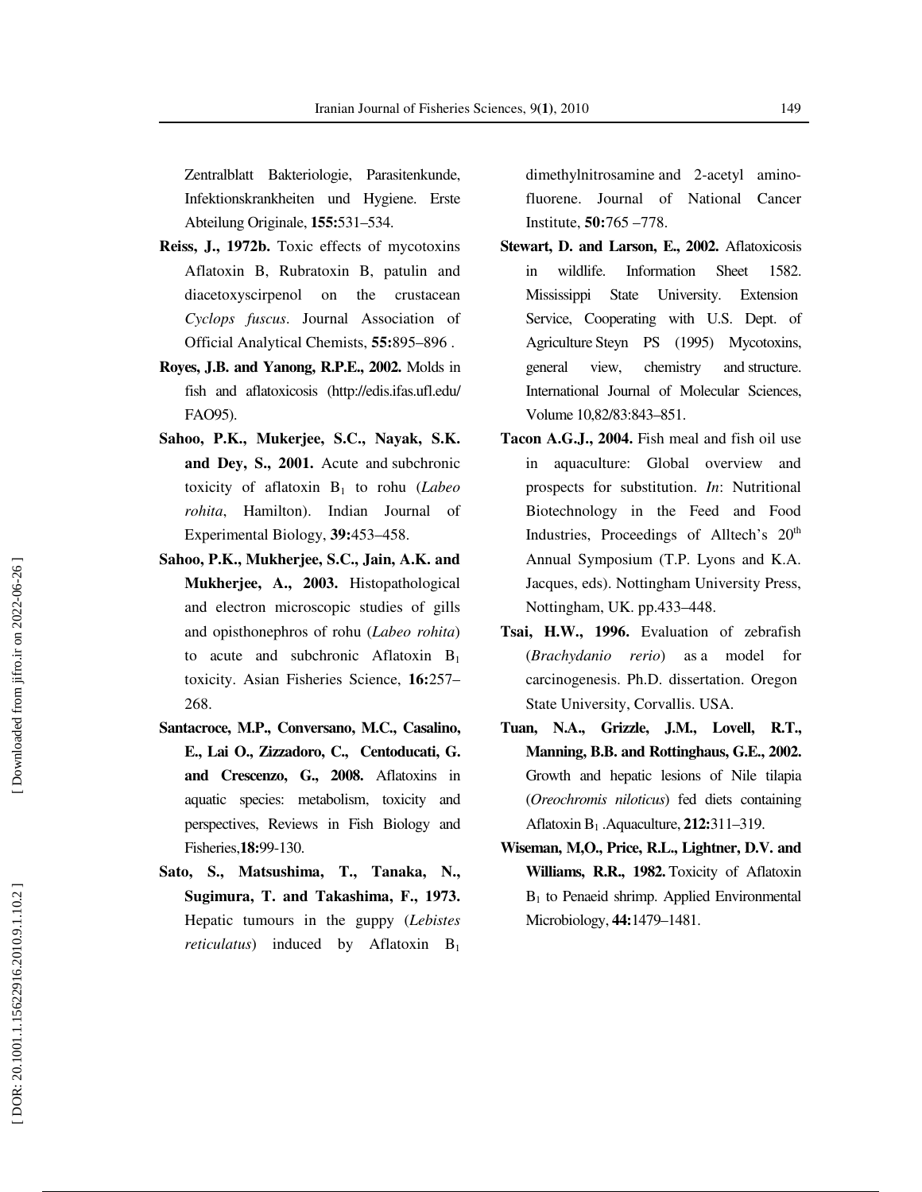Zentralblatt Bakteriologie, Parasitenkunde, Infektionskrankheiten und Hygiene. Erste Abteilung Originale, **155:**531–534.

**Reiss, J., 1972b.** Toxic effects of mycotoxins Aflatoxin B, Rubratoxin B, patulin and diacetoxyscirpenol on the crustacean *Cyclops fuscus*. Journal Association of Official Analytical Chemists, **55:**895–896 .

**Royes, J.B. and Yanong, R.P.E., 2002.** Molds in fish and aflatoxicosis (http://edis.ifas.ufl.edu/FAO95).

**Sahoo, P.K., Mukerjee, S.C., Nayak, S.K. and Dey, S., 2001.** Acute and subchronic toxicity of aflatoxin $B_1$ to rohu (*Labeo rohita*, Hamilton). Indian Journal of Experimental Biology, **39:**453–458.

**Sahoo, P.K., Mukherjee, S.C., Jain, A.K. and Mukherjee, A., 2003.** Histopathological and electron microscopic studies of gills and opisthonephros of rohu (*Labeo rohita*) to acute and subchronic Aflatoxin $B_1$ toxicity. Asian Fisheries Science, **16:**257–268.

**Santacroce, M.P., Conversano, M.C., Casalino, E., Lai O., Zizzadoro, C., Centoducati, G. and Crescenzo, G., 2008.** Aflatoxins in aquatic species: metabolism, toxicity and perspectives, Reviews in Fish Biology and Fisheries,**18:**99-130.

**Sato, S., Matsushima, T., Tanaka, N., Sugimura, T. and Takashima, F., 1973.** Hepatic tumours in the guppy (*Lebistes reticulatus*) induced by Aflatoxin $B_1$ dimethylnitrosamine and 2-acetyl amino-fluorene. Journal of National Cancer Institute, **50:**765 –778.

**Stewart, D. and Larson, E., 2002.** Aflatoxicosis in wildlife. Information Sheet 1582. Mississippi State University. Extension Service, Cooperating with U.S. Dept. of Agriculture Steyn PS (1995) Mycotoxins, general view, chemistry and structure. International Journal of Molecular Sciences, Volume 10,82/83:843–851.

**Tacon A.G.J., 2004.** Fish meal and fish oil use in aquaculture: Global overview and prospects for substitution. *In*: Nutritional Biotechnology in the Feed and Food Industries, Proceedings of Alltech's 20th Annual Symposium (T.P. Lyons and K.A. Jacques, eds). Nottingham University Press, Nottingham, UK. pp.433–448.

**Tsai, H.W., 1996.** Evaluation of zebrafish (*Brachydanio rerio*) as a model for carcinogenesis. Ph.D. dissertation. Oregon State University, Corvallis. USA.

**Tuan, N.A., Grizzle, J.M., Lovell, R.T., Manning, B.B. and Rottinghaus, G.E., 2002.** Growth and hepatic lesions of Nile tilapia (*Oreochromis niloticus*) fed diets containing Aflatoxin $B_1$ .Aquaculture, **212:**311–319.

**Wiseman, M,O., Price, R.L., Lightner, D.V. and Williams, R.R., 1982.** Toxicity of Aflatoxin $B_1$ to Penaeid shrimp. Applied Environmental Microbiology, **44:**1479–1481.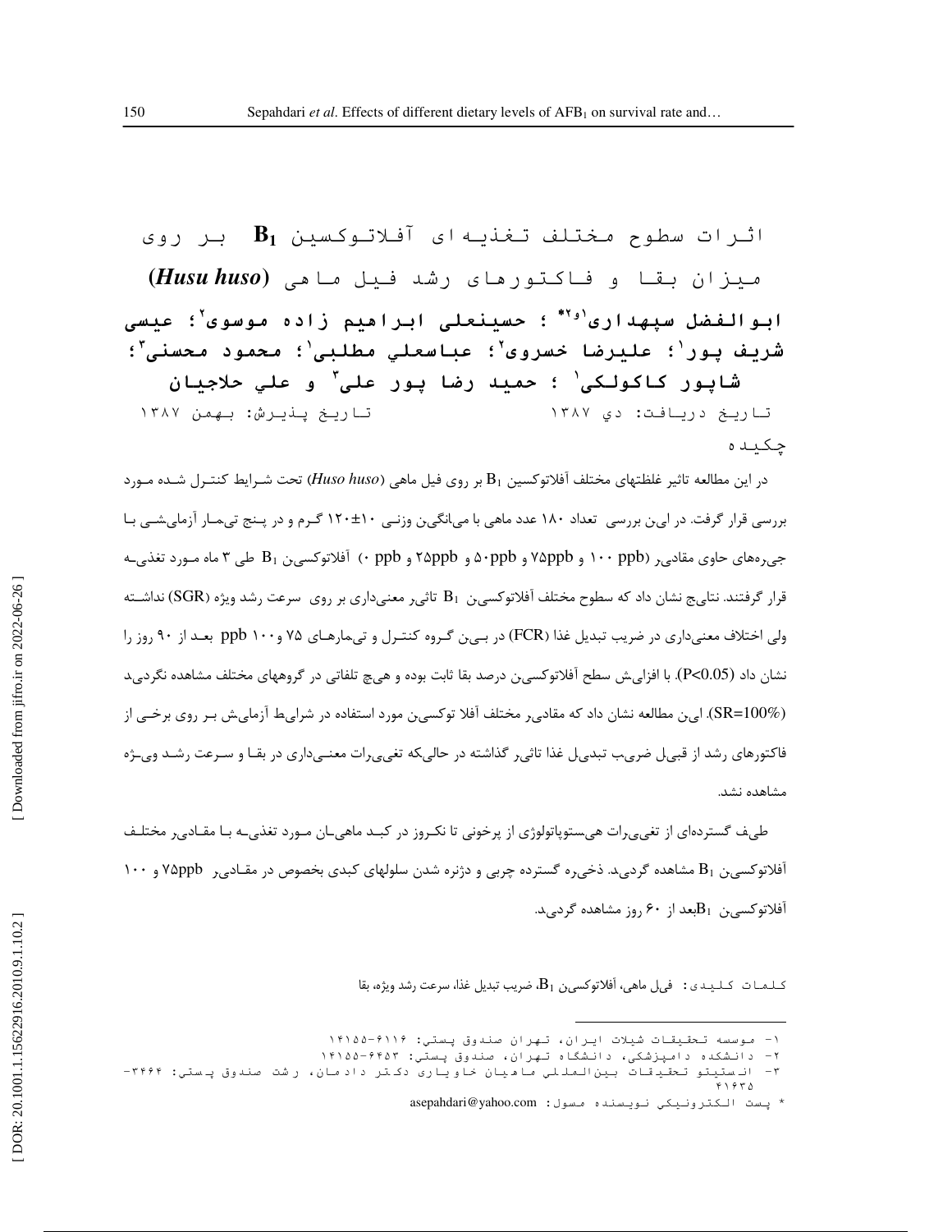# اثرات سطوح مختلف تغذیه ای آفلاتوکسین $B_1$ بر روی میزان بقا و فاکتورهای رشد فیل ماهی (*Husu huso*)

**ابوالفضل سپهداری[1و2*] ؛ حسینعلی ابراهیم زاده موسوی[2]؛ عیسی شریف پور[1]؛ علیرضا خسروی[2]؛ عباسعلي مطلبی[1]؛ محمود محسنی[3]؛ شاپور کاکولکی[1] ؛ حمید رضا پور علی[3] و علي حلاجیان**

تاریخ دریافت: دي ۱۳۸۷ &nbsp;&nbsp;&nbsp;&nbsp;&nbsp;&nbsp;&nbsp;&nbsp; تاریخ پذیرش: بهمن ۱۳۸۷

## چکیده

در این مطالعه تاثیر غلظتهای مختلف آفلاتوکسین $B_1$ بر روی فیل ماهی (*Huso huso*) تحت شرایط کنترل شده مورد بررسی قرار گرفت. در این بررسی تعداد ۱۸۰ عدد ماهی با میانگین وزنی ۱۰±۱۲۰ گرم و در پنج تیمار آزمایشی با جیره‌های حاوی مقادیر (۱۰۰ ppb و ۷۵ppb و ۵۰ppb و ۲۵ppb و ۰ ppb) آفلاتوکسین $B_1$ طی ۳ ماه مورد تغذیه قرار گرفتند. نتایج نشان داد که سطوح مختلف آفلاتوکسین $B_1$ تاثیر معنی‌داری بر روی سرعت رشد ویژه (SGR) نداشته ولی اختلاف معنی‌داری در ضریب تبدیل غذا (FCR) در بین گروه کنترل و تیمارهای ۷۵ و۱۰۰ ppb بعد از ۹۰ روز را نشان داد ($P<0.05$). با افزایش سطح آفلاتوکسین درصد بقا ثابت بوده و هیچ تلفاتی در گروههای مختلف مشاهده نگردید (SR=100%). این مطالعه نشان داد که مقادیر مختلف آفلا توکسین مورد استفاده در شرایط آزمایش بر روی برخی از فاکتورهای رشد از قبیل ضریب تبدیل غذا تاثیر گذاشته در حالیکه تغییرات معنی‌داری در بقا و سرعت رشد ویژه مشاهده نشد.

طیف گسترده‌ای از تغییرات هیستوپاتولوژی از پرخونی تا نکروز در کبد ماهیان مورد تغذیه با مقادیر مختلف آفلاتوکسین $B_1$ مشاهده گردید. ذخیره گسترده چربی و دژنره شدن سلولهای کبدی بخصوص در مقادیر ۷۵ppb و ۱۰۰ آفلاتوکسین $B_1$بعد از ۶۰ روز مشاهده گردید.

**کلمات کلیدی:** فیل ماهی، آفلاتوکسین $B_1$، ضریب تبدیل غذا، سرعت رشد ویژه، بقا

---

۱- موسسه تحقیقات شیلات ایران، تهران صندوق پستی: ۶۱۱۶-۱۴۱۵۵

۲- دانشکده دامپزشکی، دانشگاه تهران، صندوق پستی: ۶۴۵۳-۱۴۱۵۵

۳- انستیتو تحقیقات بین‌المللی ماهیان خاویاری دکتر دادمان، رشت صندوق پستی: ۳۴۶۴-۴۱۶۳۵

* پست الکترونیکی نویسنده مسول: asepahdari@yahoo.com